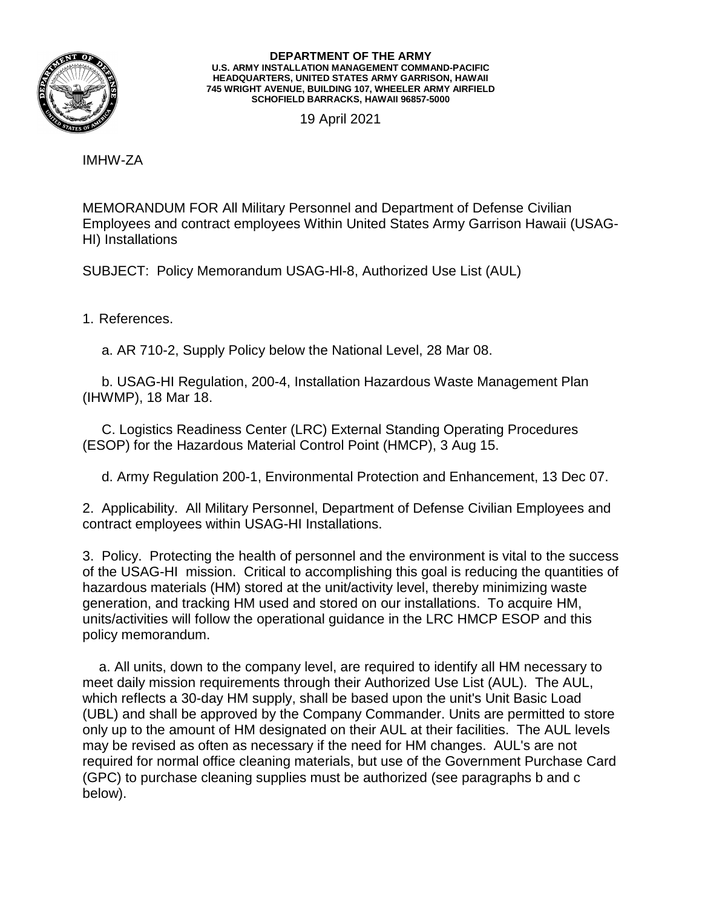**DEPARTMENT OF THE ARMY**
**U.S. ARMY INSTALLATION MANAGEMENT COMMAND-PACIFIC**
**HEADQUARTERS, UNITED STATES ARMY GARRISON, HAWAII**
**745 WRIGHT AVENUE, BUILDING 107, WHEELER ARMY AIRFIELD**
**SCHOFIELD BARRACKS, HAWAII 96857-5000**

19 April 2021

IMHW-ZA

MEMORANDUM FOR All Military Personnel and Department of Defense Civilian Employees and contract employees Within United States Army Garrison Hawaii (USAG-HI) Installations

SUBJECT: Policy Memorandum USAG-HI-8, Authorized Use List (AUL)

1. References.

   a. AR 710-2, Supply Policy below the National Level, 28 Mar 08.

   b. USAG-HI Regulation, 200-4, Installation Hazardous Waste Management Plan (IHWMP), 18 Mar 18.

   C. Logistics Readiness Center (LRC) External Standing Operating Procedures (ESOP) for the Hazardous Material Control Point (HMCP), 3 Aug 15.

   d. Army Regulation 200-1, Environmental Protection and Enhancement, 13 Dec 07.

2. Applicability. All Military Personnel, Department of Defense Civilian Employees and contract employees within USAG-HI Installations.

3. Policy. Protecting the health of personnel and the environment is vital to the success of the USAG-HI mission. Critical to accomplishing this goal is reducing the quantities of hazardous materials (HM) stored at the unit/activity level, thereby minimizing waste generation, and tracking HM used and stored on our installations. To acquire HM, units/activities will follow the operational guidance in the LRC HMCP ESOP and this policy memorandum.

   a. All units, down to the company level, are required to identify all HM necessary to meet daily mission requirements through their Authorized Use List (AUL). The AUL, which reflects a 30-day HM supply, shall be based upon the unit's Unit Basic Load (UBL) and shall be approved by the Company Commander. Units are permitted to store only up to the amount of HM designated on their AUL at their facilities. The AUL levels may be revised as often as necessary if the need for HM changes. AUL's are not required for normal office cleaning materials, but use of the Government Purchase Card (GPC) to purchase cleaning supplies must be authorized (see paragraphs b and c below).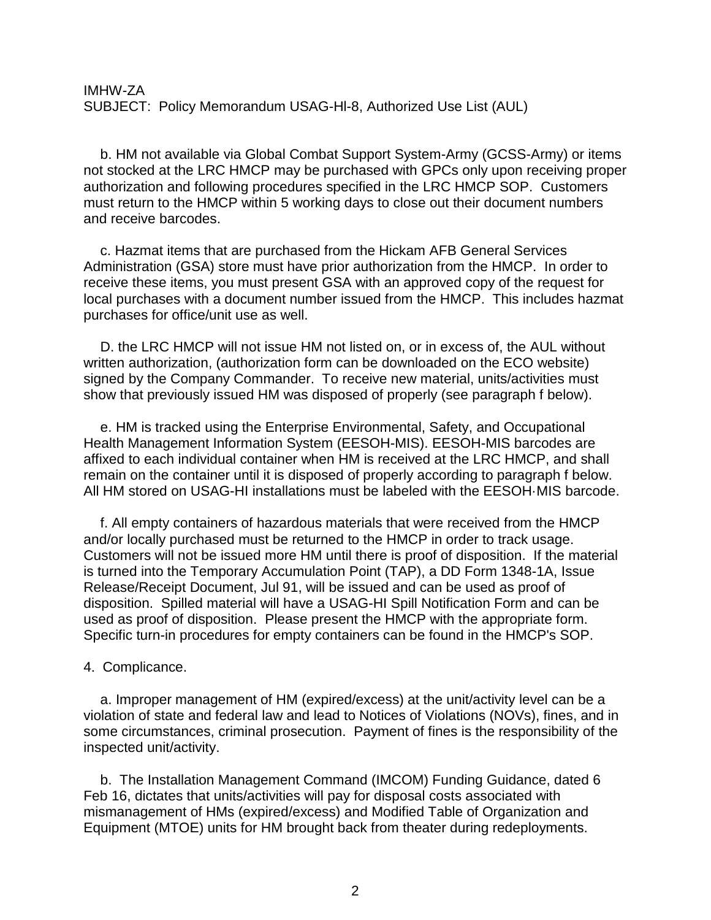IMHW-ZA
SUBJECT: Policy Memorandum USAG-Hl-8, Authorized Use List (AUL)

b. HM not available via Global Combat Support System-Army (GCSS-Army) or items not stocked at the LRC HMCP may be purchased with GPCs only upon receiving proper authorization and following procedures specified in the LRC HMCP SOP. Customers must return to the HMCP within 5 working days to close out their document numbers and receive barcodes.

c. Hazmat items that are purchased from the Hickam AFB General Services Administration (GSA) store must have prior authorization from the HMCP. In order to receive these items, you must present GSA with an approved copy of the request for local purchases with a document number issued from the HMCP. This includes hazmat purchases for office/unit use as well.

D. the LRC HMCP will not issue HM not listed on, or in excess of, the AUL without written authorization, (authorization form can be downloaded on the ECO website) signed by the Company Commander. To receive new material, units/activities must show that previously issued HM was disposed of properly (see paragraph f below).

e. HM is tracked using the Enterprise Environmental, Safety, and Occupational Health Management Information System (EESOH-MIS). EESOH-MIS barcodes are affixed to each individual container when HM is received at the LRC HMCP, and shall remain on the container until it is disposed of properly according to paragraph f below. All HM stored on USAG-HI installations must be labeled with the EESOH·MIS barcode.

f. All empty containers of hazardous materials that were received from the HMCP and/or locally purchased must be returned to the HMCP in order to track usage. Customers will not be issued more HM until there is proof of disposition. If the material is turned into the Temporary Accumulation Point (TAP), a DD Form 1348-1A, Issue Release/Receipt Document, Jul 91, will be issued and can be used as proof of disposition. Spilled material will have a USAG-HI Spill Notification Form and can be used as proof of disposition. Please present the HMCP with the appropriate form. Specific turn-in procedures for empty containers can be found in the HMCP's SOP.

4. Complicance.

a. Improper management of HM (expired/excess) at the unit/activity level can be a violation of state and federal law and lead to Notices of Violations (NOVs), fines, and in some circumstances, criminal prosecution. Payment of fines is the responsibility of the inspected unit/activity.

b. The Installation Management Command (IMCOM) Funding Guidance, dated 6 Feb 16, dictates that units/activities will pay for disposal costs associated with mismanagement of HMs (expired/excess) and Modified Table of Organization and Equipment (MTOE) units for HM brought back from theater during redeployments.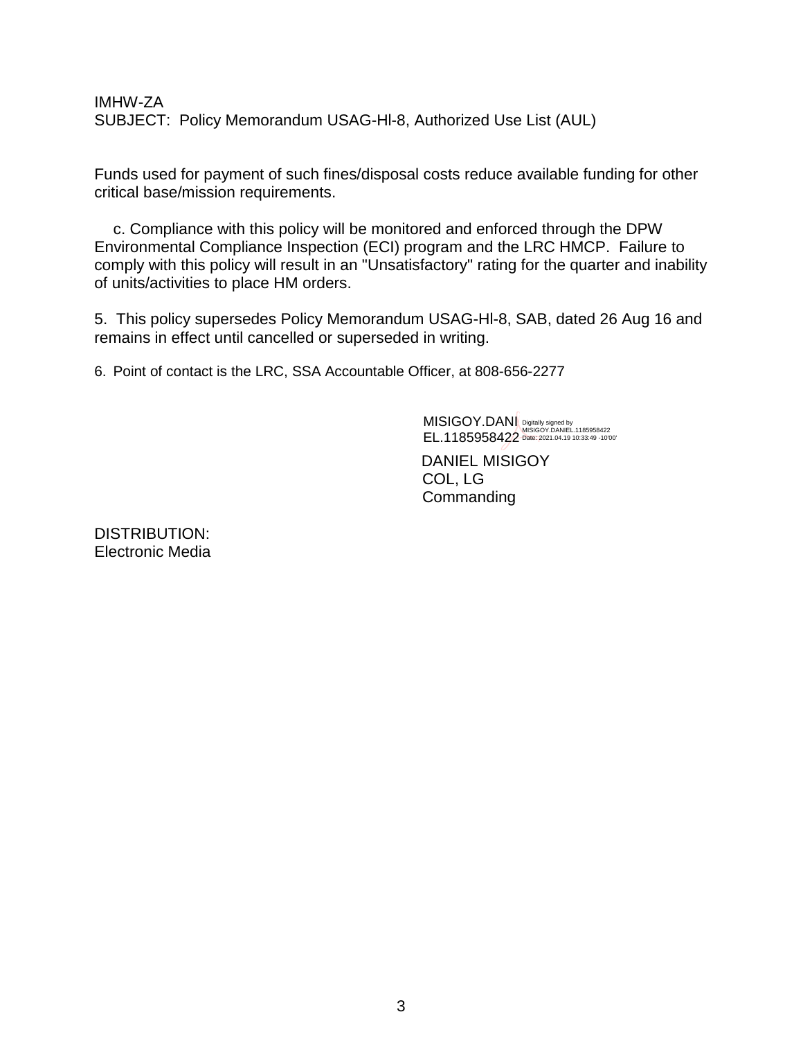IMHW-ZA
SUBJECT: Policy Memorandum USAG-HI-8, Authorized Use List (AUL)

Funds used for payment of such fines/disposal costs reduce available funding for other critical base/mission requirements.

c. Compliance with this policy will be monitored and enforced through the DPW Environmental Compliance Inspection (ECI) program and the LRC HMCP. Failure to comply with this policy will result in an "Unsatisfactory" rating for the quarter and inability of units/activities to place HM orders.

5. This policy supersedes Policy Memorandum USAG-HI-8, SAB, dated 26 Aug 16 and remains in effect until cancelled or superseded in writing.

6. Point of contact is the LRC, SSA Accountable Officer, at 808-656-2277

MISIGOY.DANIEL.1185958422 Digitally signed by MISIGOY.DANIEL.1185958422 Date: 2021.04.19 10:33:49 -10'00'

DANIEL MISIGOY
COL, LG
Commanding

DISTRIBUTION:
Electronic Media